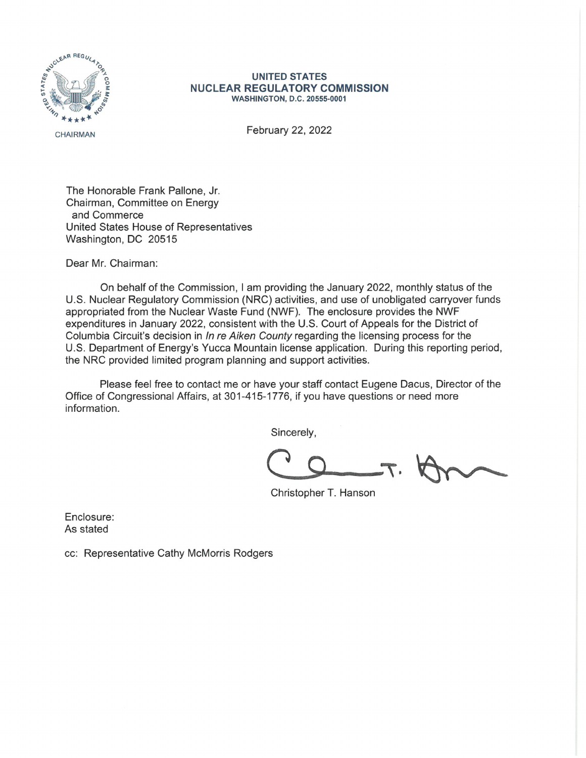**UNITED STATES**
**NUCLEAR REGULATORY COMMISSION**
**WASHINGTON, D.C. 20555-0001**

CHAIRMAN

February 22, 2022

The Honorable Frank Pallone, Jr.
Chairman, Committee on Energy
and Commerce
United States House of Representatives
Washington, DC 20515

Dear Mr. Chairman:

On behalf of the Commission, I am providing the January 2022, monthly status of the U.S. Nuclear Regulatory Commission (NRC) activities, and use of unobligated carryover funds appropriated from the Nuclear Waste Fund (NWF). The enclosure provides the NWF expenditures in January 2022, consistent with the U.S. Court of Appeals for the District of Columbia Circuit's decision in *In re Aiken County* regarding the licensing process for the U.S. Department of Energy's Yucca Mountain license application. During this reporting period, the NRC provided limited program planning and support activities.

Please feel free to contact me or have your staff contact Eugene Dacus, Director of the Office of Congressional Affairs, at 301-415-1776, if you have questions or need more information.

Sincerely,

Christopher T. Hanson

Enclosure:
As stated

cc: Representative Cathy McMorris Rodgers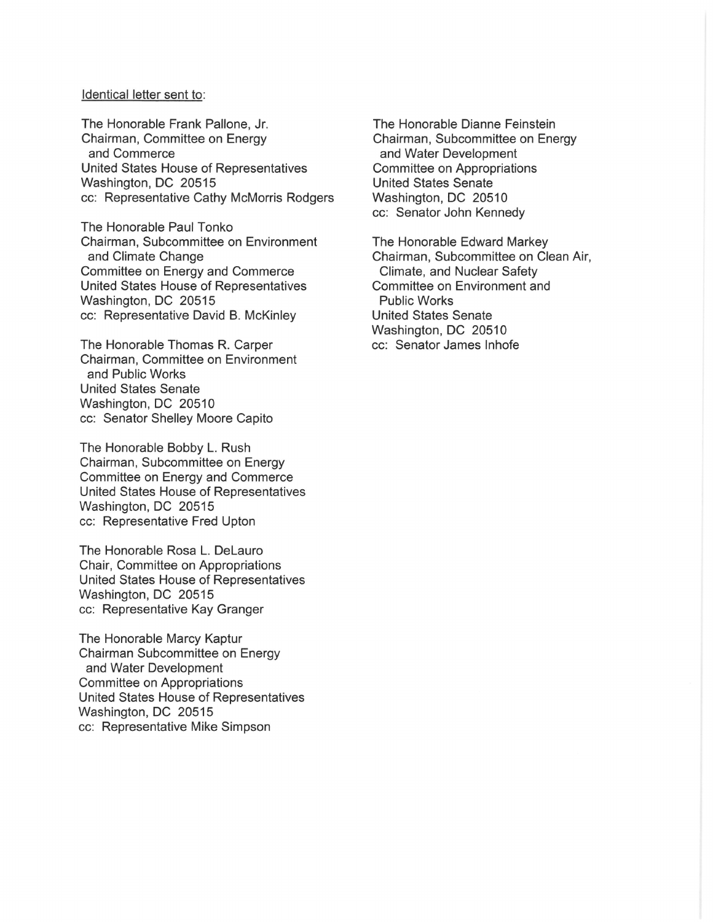Identical letter sent to:

The Honorable Frank Pallone, Jr.
Chairman, Committee on Energy
and Commerce
United States House of Representatives
Washington, DC 20515
cc: Representative Cathy McMorris Rodgers

The Honorable Paul Tonko
Chairman, Subcommittee on Environment
and Climate Change
Committee on Energy and Commerce
United States House of Representatives
Washington, DC 20515
cc: Representative David B. McKinley

The Honorable Thomas R. Carper
Chairman, Committee on Environment
and Public Works
United States Senate
Washington, DC 20510
cc: Senator Shelley Moore Capito

The Honorable Bobby L. Rush
Chairman, Subcommittee on Energy
Committee on Energy and Commerce
United States House of Representatives
Washington, DC 20515
cc: Representative Fred Upton

The Honorable Rosa L. DeLauro
Chair, Committee on Appropriations
United States House of Representatives
Washington, DC 20515
cc: Representative Kay Granger

The Honorable Marcy Kaptur
Chairman Subcommittee on Energy
and Water Development
Committee on Appropriations
United States House of Representatives
Washington, DC 20515
cc: Representative Mike Simpson

The Honorable Dianne Feinstein
Chairman, Subcommittee on Energy
and Water Development
Committee on Appropriations
United States Senate
Washington, DC 20510
cc: Senator John Kennedy

The Honorable Edward Markey
Chairman, Subcommittee on Clean Air,
Climate, and Nuclear Safety
Committee on Environment and
Public Works
United States Senate
Washington, DC 20510
cc: Senator James Inhofe